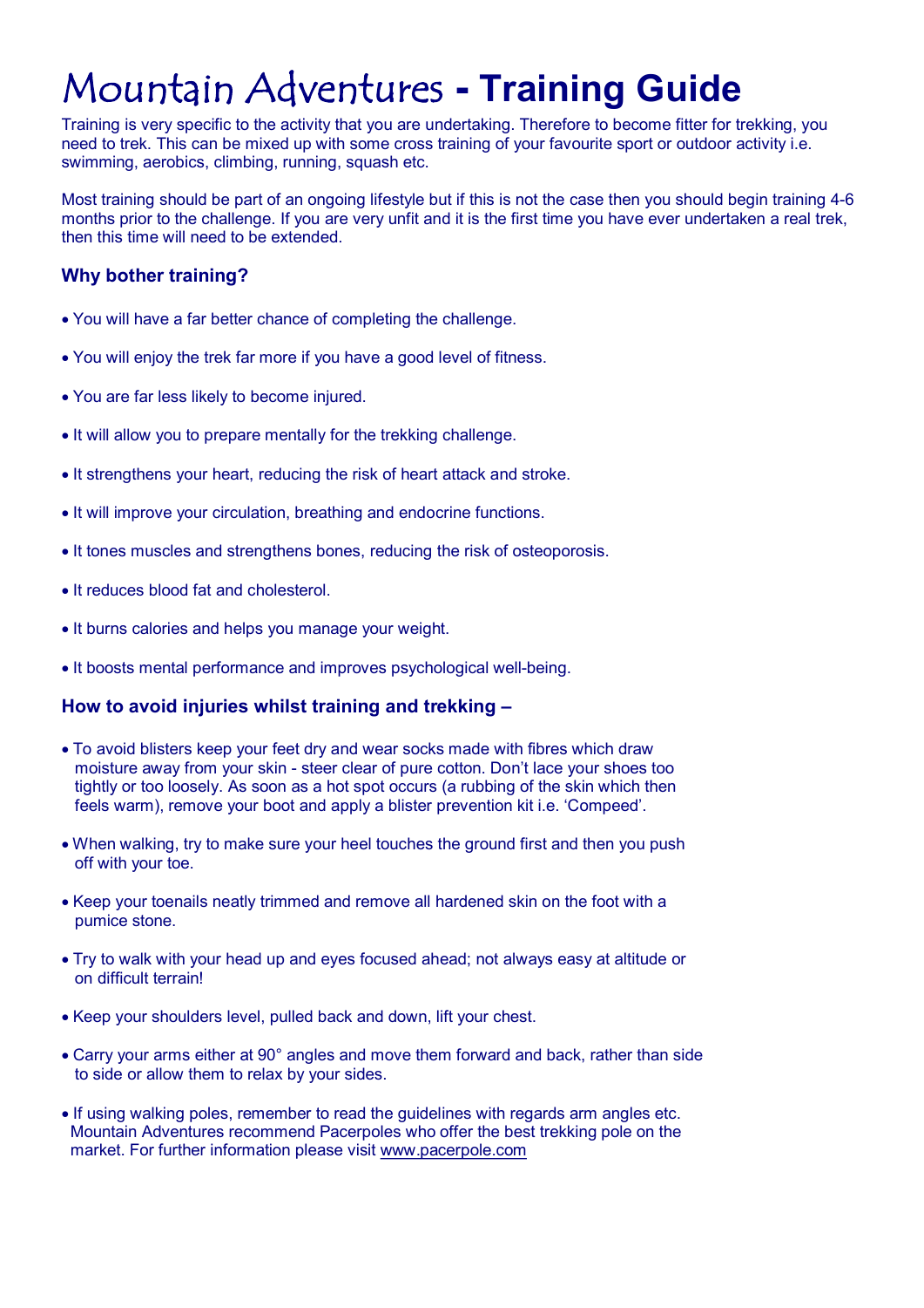# Mountain Adventures - **Training Guide**

Training is very specific to the activity that you are undertaking. Therefore to become fitter for trekking, you need to trek. This can be mixed up with some cross training of your favourite sport or outdoor activity i.e. swimming, aerobics, climbing, running, squash etc.

Most training should be part of an ongoing lifestyle but if this is not the case then you should begin training 4-6 months prior to the challenge. If you are very unfit and it is the first time you have ever undertaken a real trek, then this time will need to be extended.

### Why bother training?

- You will have a far better chance of completing the challenge.
- You will enjoy the trek far more if you have a good level of fitness.
- You are far less likely to become injured.
- It will allow you to prepare mentally for the trekking challenge.
- It strengthens your heart, reducing the risk of heart attack and stroke.
- It will improve your circulation, breathing and endocrine functions.
- It tones muscles and strengthens bones, reducing the risk of osteoporosis.
- It reduces blood fat and cholesterol.
- It burns calories and helps you manage your weight.
- It boosts mental performance and improves psychological well-being.

### How to avoid injuries whilst training and trekking –

- To avoid blisters keep your feet dry and wear socks made with fibres which draw moisture away from your skin - steer clear of pure cotton. Don't lace your shoes too tightly or too loosely. As soon as a hot spot occurs (a rubbing of the skin which then feels warm), remove your boot and apply a blister prevention kit i.e. 'Compeed'.
- When walking, try to make sure your heel touches the ground first and then you push off with your toe.
- Keep your toenails neatly trimmed and remove all hardened skin on the foot with a pumice stone.
- Try to walk with your head up and eyes focused ahead; not always easy at altitude or on difficult terrain!
- Keep your shoulders level, pulled back and down, lift your chest.
- Carry your arms either at 90° angles and move them forward and back, rather than side to side or allow them to relax by your sides.
- If using walking poles, remember to read the guidelines with regards arm angles etc. Mountain Adventures recommend Pacerpoles who offer the best trekking pole on the market. For further information please visit www.pacerpole.com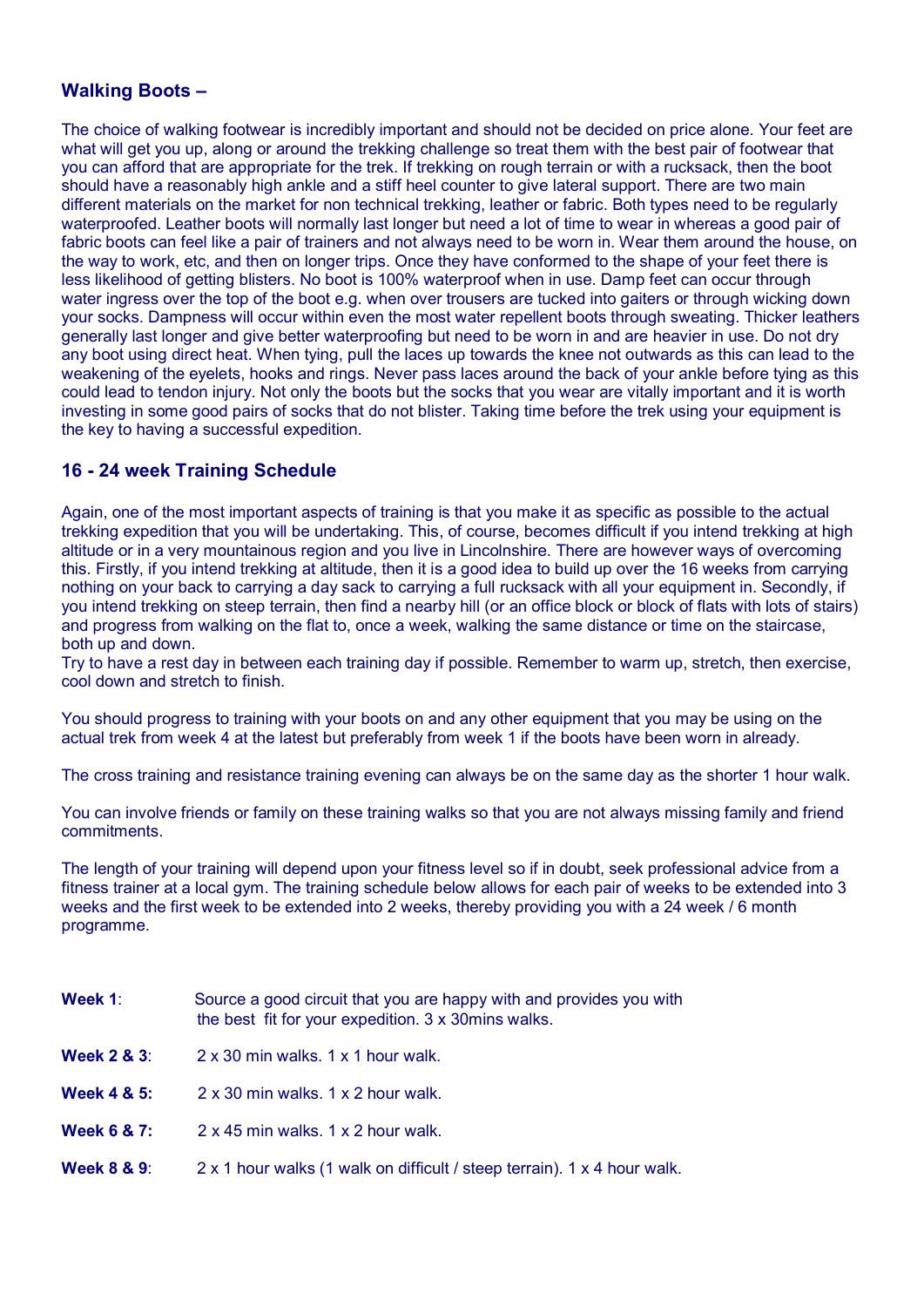## Walking Boots –

The choice of walking footwear is incredibly important and should not be decided on price alone. Your feet are what will get you up, along or around the trekking challenge so treat them with the best pair of footwear that you can afford that are appropriate for the trek. If trekking on rough terrain or with a rucksack, then the boot should have a reasonably high ankle and a stiff heel counter to give lateral support. There are two main different materials on the market for non technical trekking, leather or fabric. Both types need to be regularly waterproofed. Leather boots will normally last longer but need a lot of time to wear in whereas a good pair of fabric boots can feel like a pair of trainers and not always need to be worn in. Wear them around the house, on the way to work, etc, and then on longer trips. Once they have conformed to the shape of your feet there is less likelihood of getting blisters. No boot is 100% waterproof when in use. Damp feet can occur through water ingress over the top of the boot e.g. when over trousers are tucked into gaiters or through wicking down your socks. Dampness will occur within even the most water repellent boots through sweating. Thicker leathers generally last longer and give better waterproofing but need to be worn in and are heavier in use. Do not dry any boot using direct heat. When tying, pull the laces up towards the knee not outwards as this can lead to the weakening of the eyelets, hooks and rings. Never pass laces around the back of your ankle before tying as this could lead to tendon injury. Not only the boots but the socks that you wear are vitally important and it is worth investing in some good pairs of socks that do not blister. Taking time before the trek using your equipment is the key to having a successful expedition.

## 16 - 24 week Training Schedule

Again, one of the most important aspects of training is that you make it as specific as possible to the actual trekking expedition that you will be undertaking. This, of course, becomes difficult if you intend trekking at high altitude or in a very mountainous region and you live in Lincolnshire. There are however ways of overcoming this. Firstly, if you intend trekking at altitude, then it is a good idea to build up over the 16 weeks from carrying nothing on your back to carrying a day sack to carrying a full rucksack with all your equipment in. Secondly, if you intend trekking on steep terrain, then find a nearby hill (or an office block or block of flats with lots of stairs) and progress from walking on the flat to, once a week, walking the same distance or time on the staircase, both up and down.
Try to have a rest day in between each training day if possible. Remember to warm up, stretch, then exercise, cool down and stretch to finish.

You should progress to training with your boots on and any other equipment that you may be using on the actual trek from week 4 at the latest but preferably from week 1 if the boots have been worn in already.

The cross training and resistance training evening can always be on the same day as the shorter 1 hour walk.

You can involve friends or family on these training walks so that you are not always missing family and friend commitments.

The length of your training will depend upon your fitness level so if in doubt, seek professional advice from a fitness trainer at a local gym. The training schedule below allows for each pair of weeks to be extended into 3 weeks and the first week to be extended into 2 weeks, thereby providing you with a 24 week / 6 month programme.

**Week 1**: Source a good circuit that you are happy with and provides you with the best fit for your expedition. 3 x 30mins walks.

**Week 2 & 3**: 2 x 30 min walks. 1 x 1 hour walk.

**Week 4 & 5**: 2 x 30 min walks. 1 x 2 hour walk.

**Week 6 & 7:** 2 x 45 min walks. 1 x 2 hour walk.

**Week 8 & 9**: 2 x 1 hour walks (1 walk on difficult / steep terrain). 1 x 4 hour walk.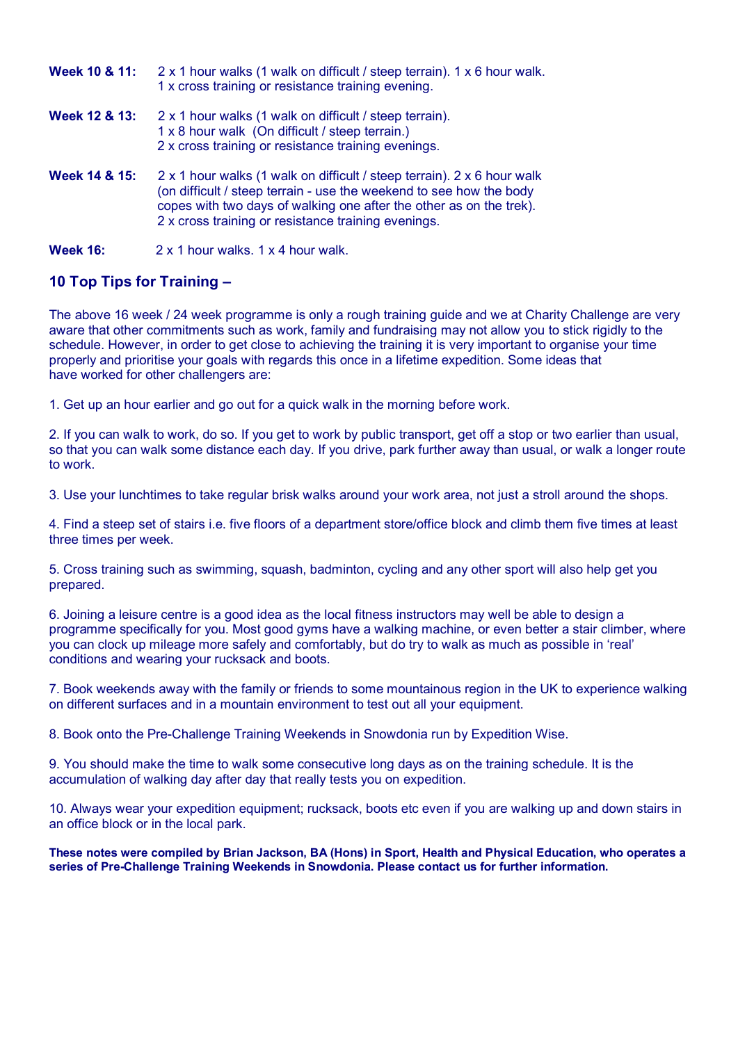**Week 10 & 11:** 2 x 1 hour walks (1 walk on difficult / steep terrain). 1 x 6 hour walk.
1 x cross training or resistance training evening.

**Week 12 & 13:** 2 x 1 hour walks (1 walk on difficult / steep terrain).
1 x 8 hour walk (On difficult / steep terrain.)
2 x cross training or resistance training evenings.

**Week 14 & 15:** 2 x 1 hour walks (1 walk on difficult / steep terrain). 2 x 6 hour walk (on difficult / steep terrain - use the weekend to see how the body copes with two days of walking one after the other as on the trek).
2 x cross training or resistance training evenings.

**Week 16:** 2 x 1 hour walks. 1 x 4 hour walk.

## 10 Top Tips for Training –

The above 16 week / 24 week programme is only a rough training guide and we at Charity Challenge are very aware that other commitments such as work, family and fundraising may not allow you to stick rigidly to the schedule. However, in order to get close to achieving the training it is very important to organise your time properly and prioritise your goals with regards this once in a lifetime expedition. Some ideas that have worked for other challengers are:

1. Get up an hour earlier and go out for a quick walk in the morning before work.

2. If you can walk to work, do so. If you get to work by public transport, get off a stop or two earlier than usual, so that you can walk some distance each day. If you drive, park further away than usual, or walk a longer route to work.

3. Use your lunchtimes to take regular brisk walks around your work area, not just a stroll around the shops.

4. Find a steep set of stairs i.e. five floors of a department store/office block and climb them five times at least three times per week.

5. Cross training such as swimming, squash, badminton, cycling and any other sport will also help get you prepared.

6. Joining a leisure centre is a good idea as the local fitness instructors may well be able to design a programme specifically for you. Most good gyms have a walking machine, or even better a stair climber, where you can clock up mileage more safely and comfortably, but do try to walk as much as possible in 'real' conditions and wearing your rucksack and boots.

7. Book weekends away with the family or friends to some mountainous region in the UK to experience walking on different surfaces and in a mountain environment to test out all your equipment.

8. Book onto the Pre-Challenge Training Weekends in Snowdonia run by Expedition Wise.

9. You should make the time to walk some consecutive long days as on the training schedule. It is the accumulation of walking day after day that really tests you on expedition.

10. Always wear your expedition equipment; rucksack, boots etc even if you are walking up and down stairs in an office block or in the local park.

**These notes were compiled by Brian Jackson, BA (Hons) in Sport, Health and Physical Education, who operates a series of Pre-Challenge Training Weekends in Snowdonia. Please contact us for further information.**